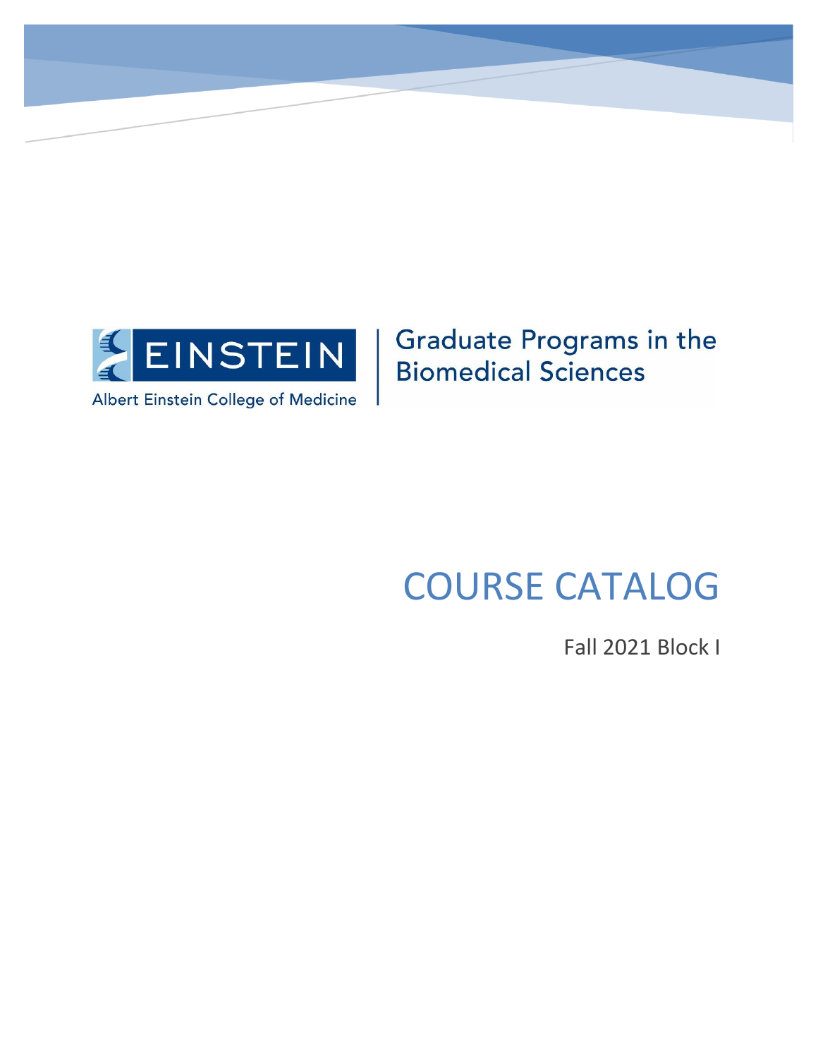EINSTEIN

Albert Einstein College of Medicine

Graduate Programs in the Biomedical Sciences

# COURSE CATALOG

Fall 2021 Block I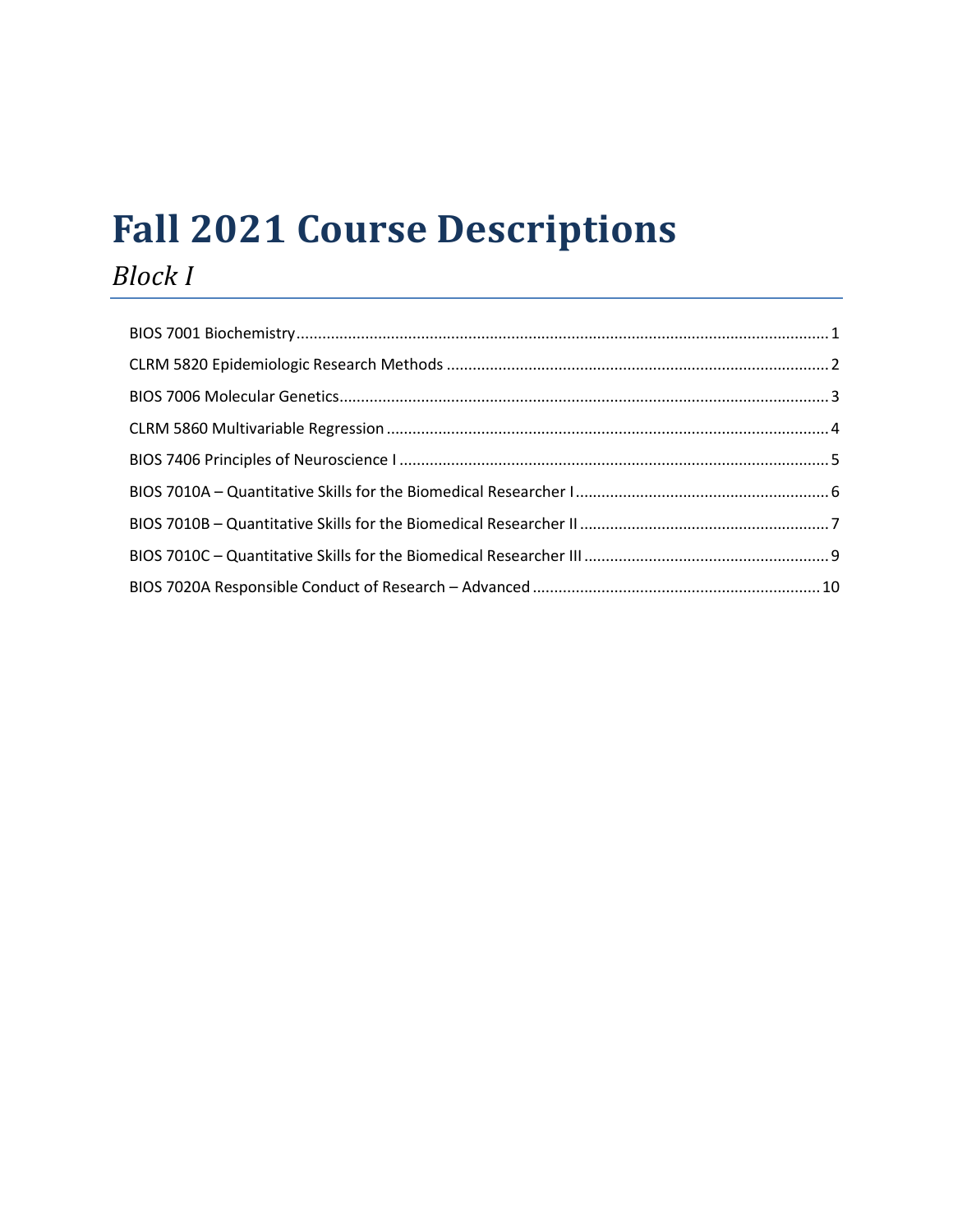# Fall 2021 Course Descriptions

## *Block I*

- BIOS 7001 Biochemistry .......... 1
- CLRM 5820 Epidemiologic Research Methods .......... 2
- BIOS 7006 Molecular Genetics .......... 3
- CLRM 5860 Multivariable Regression .......... 4
- BIOS 7406 Principles of Neuroscience I .......... 5
- BIOS 7010A – Quantitative Skills for the Biomedical Researcher I .......... 6
- BIOS 7010B – Quantitative Skills for the Biomedical Researcher II .......... 7
- BIOS 7010C – Quantitative Skills for the Biomedical Researcher III .......... 9
- BIOS 7020A Responsible Conduct of Research – Advanced .......... 10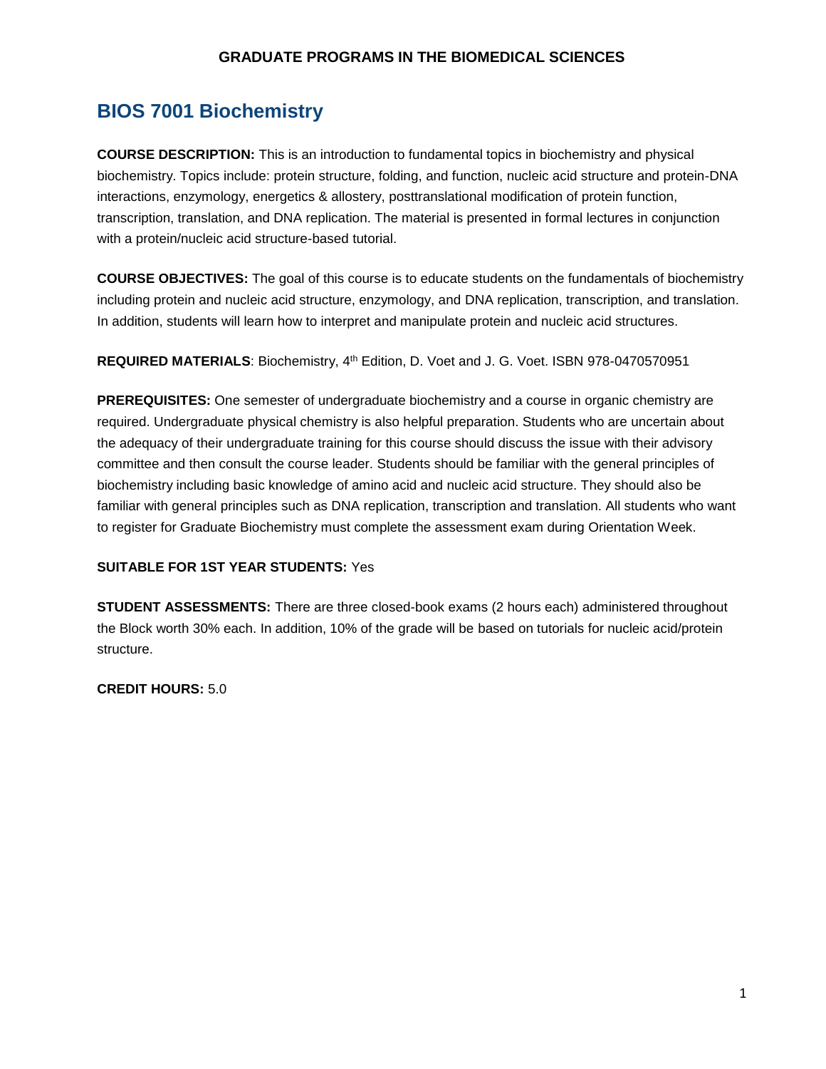# GRADUATE PROGRAMS IN THE BIOMEDICAL SCIENCES

## BIOS 7001 Biochemistry

**COURSE DESCRIPTION:** This is an introduction to fundamental topics in biochemistry and physical biochemistry. Topics include: protein structure, folding, and function, nucleic acid structure and protein-DNA interactions, enzymology, energetics & allostery, posttranslational modification of protein function, transcription, translation, and DNA replication. The material is presented in formal lectures in conjunction with a protein/nucleic acid structure-based tutorial.

**COURSE OBJECTIVES:** The goal of this course is to educate students on the fundamentals of biochemistry including protein and nucleic acid structure, enzymology, and DNA replication, transcription, and translation. In addition, students will learn how to interpret and manipulate protein and nucleic acid structures.

**REQUIRED MATERIALS**: Biochemistry, 4th Edition, D. Voet and J. G. Voet. ISBN 978-0470570951

**PREREQUISITES:** One semester of undergraduate biochemistry and a course in organic chemistry are required. Undergraduate physical chemistry is also helpful preparation. Students who are uncertain about the adequacy of their undergraduate training for this course should discuss the issue with their advisory committee and then consult the course leader. Students should be familiar with the general principles of biochemistry including basic knowledge of amino acid and nucleic acid structure. They should also be familiar with general principles such as DNA replication, transcription and translation. All students who want to register for Graduate Biochemistry must complete the assessment exam during Orientation Week.

**SUITABLE FOR 1ST YEAR STUDENTS:** Yes

**STUDENT ASSESSMENTS:** There are three closed-book exams (2 hours each) administered throughout the Block worth 30% each. In addition, 10% of the grade will be based on tutorials for nucleic acid/protein structure.

**CREDIT HOURS:** 5.0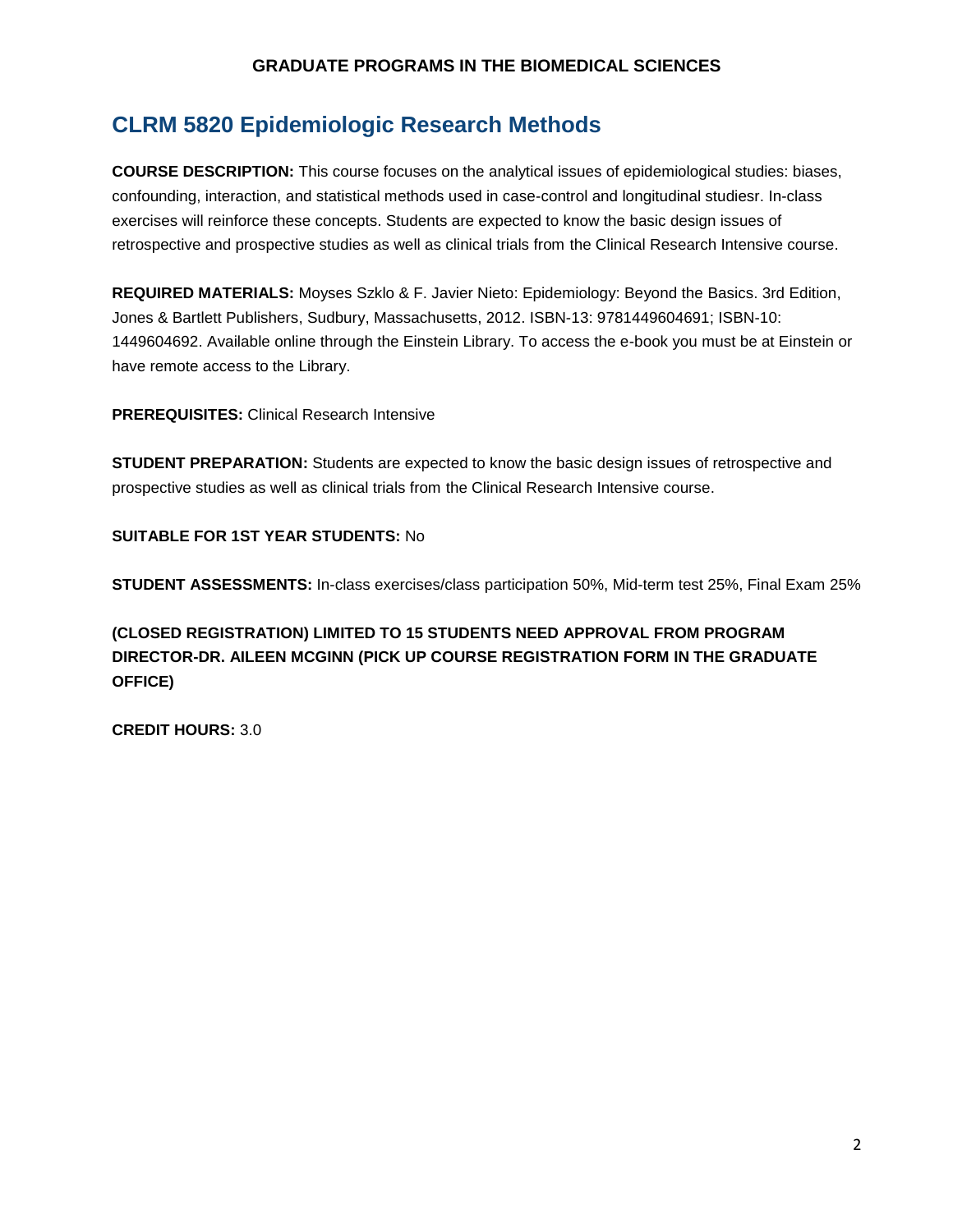# CLRM 5820 Epidemiologic Research Methods

**COURSE DESCRIPTION:** This course focuses on the analytical issues of epidemiological studies: biases, confounding, interaction, and statistical methods used in case-control and longitudinal studiesr. In-class exercises will reinforce these concepts. Students are expected to know the basic design issues of retrospective and prospective studies as well as clinical trials from the Clinical Research Intensive course.

**REQUIRED MATERIALS:** Moyses Szklo & F. Javier Nieto: Epidemiology: Beyond the Basics. 3rd Edition, Jones & Bartlett Publishers, Sudbury, Massachusetts, 2012. ISBN-13: 9781449604691; ISBN-10: 1449604692. Available online through the Einstein Library. To access the e-book you must be at Einstein or have remote access to the Library.

**PREREQUISITES:** Clinical Research Intensive

**STUDENT PREPARATION:** Students are expected to know the basic design issues of retrospective and prospective studies as well as clinical trials from the Clinical Research Intensive course.

**SUITABLE FOR 1ST YEAR STUDENTS:** No

**STUDENT ASSESSMENTS:** In-class exercises/class participation 50%, Mid-term test 25%, Final Exam 25%

**(CLOSED REGISTRATION) LIMITED TO 15 STUDENTS NEED APPROVAL FROM PROGRAM DIRECTOR-DR. AILEEN MCGINN (PICK UP COURSE REGISTRATION FORM IN THE GRADUATE OFFICE)**

**CREDIT HOURS:** 3.0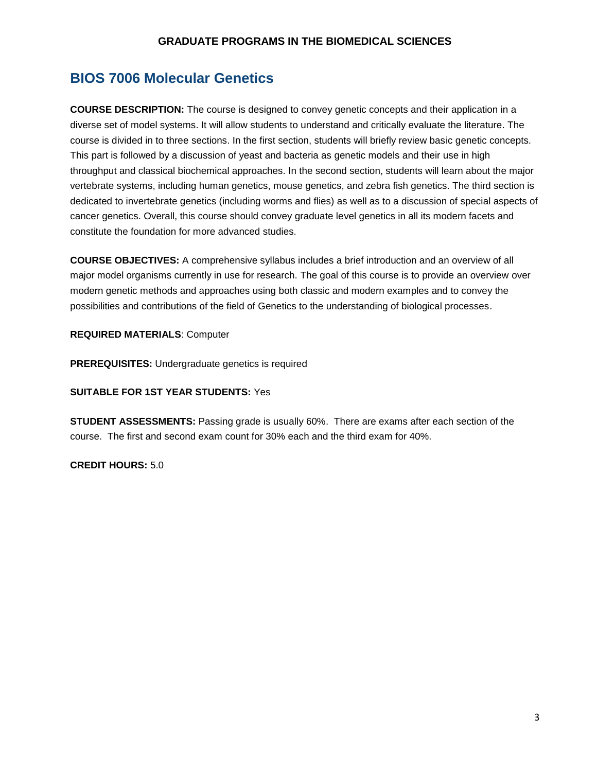## BIOS 7006 Molecular Genetics

**COURSE DESCRIPTION:** The course is designed to convey genetic concepts and their application in a diverse set of model systems. It will allow students to understand and critically evaluate the literature. The course is divided in to three sections. In the first section, students will briefly review basic genetic concepts. This part is followed by a discussion of yeast and bacteria as genetic models and their use in high throughput and classical biochemical approaches. In the second section, students will learn about the major vertebrate systems, including human genetics, mouse genetics, and zebra fish genetics. The third section is dedicated to invertebrate genetics (including worms and flies) as well as to a discussion of special aspects of cancer genetics. Overall, this course should convey graduate level genetics in all its modern facets and constitute the foundation for more advanced studies.

**COURSE OBJECTIVES:** A comprehensive syllabus includes a brief introduction and an overview of all major model organisms currently in use for research. The goal of this course is to provide an overview over modern genetic methods and approaches using both classic and modern examples and to convey the possibilities and contributions of the field of Genetics to the understanding of biological processes.

**REQUIRED MATERIALS**: Computer

**PREREQUISITES:** Undergraduate genetics is required

**SUITABLE FOR 1ST YEAR STUDENTS:** Yes

**STUDENT ASSESSMENTS:** Passing grade is usually 60%. There are exams after each section of the course. The first and second exam count for 30% each and the third exam for 40%.

**CREDIT HOURS:** 5.0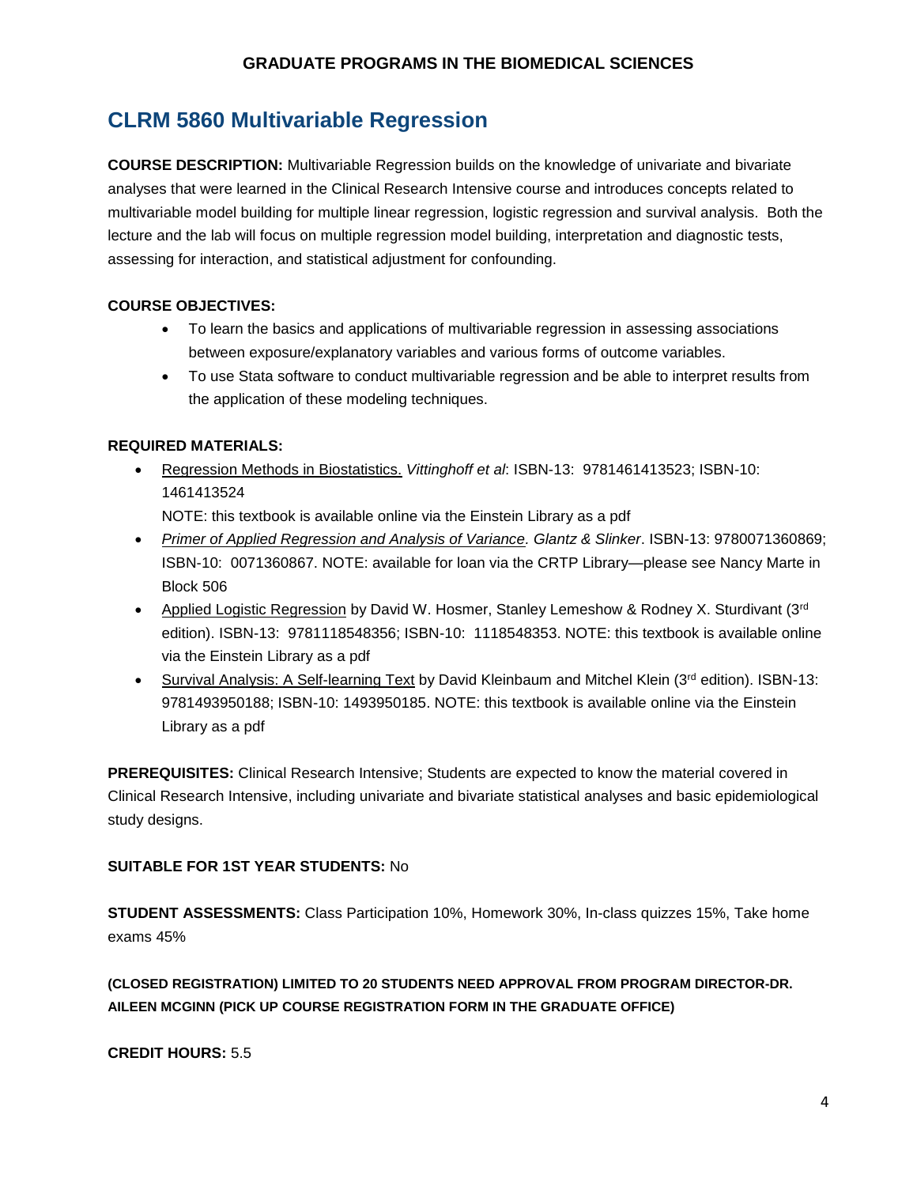## CLRM 5860 Multivariable Regression

**COURSE DESCRIPTION:** Multivariable Regression builds on the knowledge of univariate and bivariate analyses that were learned in the Clinical Research Intensive course and introduces concepts related to multivariable model building for multiple linear regression, logistic regression and survival analysis. Both the lecture and the lab will focus on multiple regression model building, interpretation and diagnostic tests, assessing for interaction, and statistical adjustment for confounding.

**COURSE OBJECTIVES:**

- To learn the basics and applications of multivariable regression in assessing associations between exposure/explanatory variables and various forms of outcome variables.
- To use Stata software to conduct multivariable regression and be able to interpret results from the application of these modeling techniques.

**REQUIRED MATERIALS:**

- Regression Methods in Biostatistics. *Vittinghoff et al*: ISBN-13: 9781461413523; ISBN-10: 1461413524
  NOTE: this textbook is available online via the Einstein Library as a pdf
- *Primer of Applied Regression and Analysis of Variance. Glantz & Slinker*. ISBN-13: 9780071360869; ISBN-10: 0071360867. NOTE: available for loan via the CRTP Library—please see Nancy Marte in Block 506
- Applied Logistic Regression by David W. Hosmer, Stanley Lemeshow & Rodney X. Sturdivant (3rd edition). ISBN-13: 9781118548356; ISBN-10: 1118548353. NOTE: this textbook is available online via the Einstein Library as a pdf
- Survival Analysis: A Self-learning Text by David Kleinbaum and Mitchel Klein (3rd edition). ISBN-13: 9781493950188; ISBN-10: 1493950185. NOTE: this textbook is available online via the Einstein Library as a pdf

**PREREQUISITES:** Clinical Research Intensive; Students are expected to know the material covered in Clinical Research Intensive, including univariate and bivariate statistical analyses and basic epidemiological study designs.

**SUITABLE FOR 1ST YEAR STUDENTS:** No

**STUDENT ASSESSMENTS:** Class Participation 10%, Homework 30%, In-class quizzes 15%, Take home exams 45%

**(CLOSED REGISTRATION) LIMITED TO 20 STUDENTS NEED APPROVAL FROM PROGRAM DIRECTOR-DR. AILEEN MCGINN (PICK UP COURSE REGISTRATION FORM IN THE GRADUATE OFFICE)**

**CREDIT HOURS:** 5.5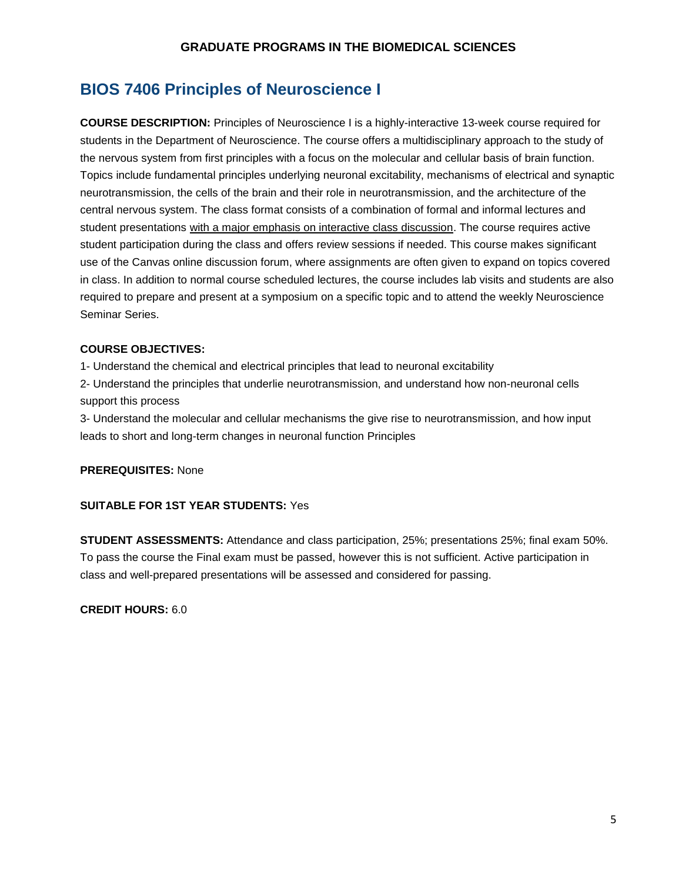# BIOS 7406 Principles of Neuroscience I

**COURSE DESCRIPTION:** Principles of Neuroscience I is a highly-interactive 13-week course required for students in the Department of Neuroscience. The course offers a multidisciplinary approach to the study of the nervous system from first principles with a focus on the molecular and cellular basis of brain function. Topics include fundamental principles underlying neuronal excitability, mechanisms of electrical and synaptic neurotransmission, the cells of the brain and their role in neurotransmission, and the architecture of the central nervous system. The class format consists of a combination of formal and informal lectures and student presentations <u>with a major emphasis on interactive class discussion</u>. The course requires active student participation during the class and offers review sessions if needed. This course makes significant use of the Canvas online discussion forum, where assignments are often given to expand on topics covered in class. In addition to normal course scheduled lectures, the course includes lab visits and students are also required to prepare and present at a symposium on a specific topic and to attend the weekly Neuroscience Seminar Series.

**COURSE OBJECTIVES:**

1- Understand the chemical and electrical principles that lead to neuronal excitability

2- Understand the principles that underlie neurotransmission, and understand how non-neuronal cells support this process

3- Understand the molecular and cellular mechanisms the give rise to neurotransmission, and how input leads to short and long-term changes in neuronal function Principles

**PREREQUISITES:** None

**SUITABLE FOR 1ST YEAR STUDENTS:** Yes

**STUDENT ASSESSMENTS:** Attendance and class participation, 25%; presentations 25%; final exam 50%. To pass the course the Final exam must be passed, however this is not sufficient. Active participation in class and well-prepared presentations will be assessed and considered for passing.

**CREDIT HOURS:** 6.0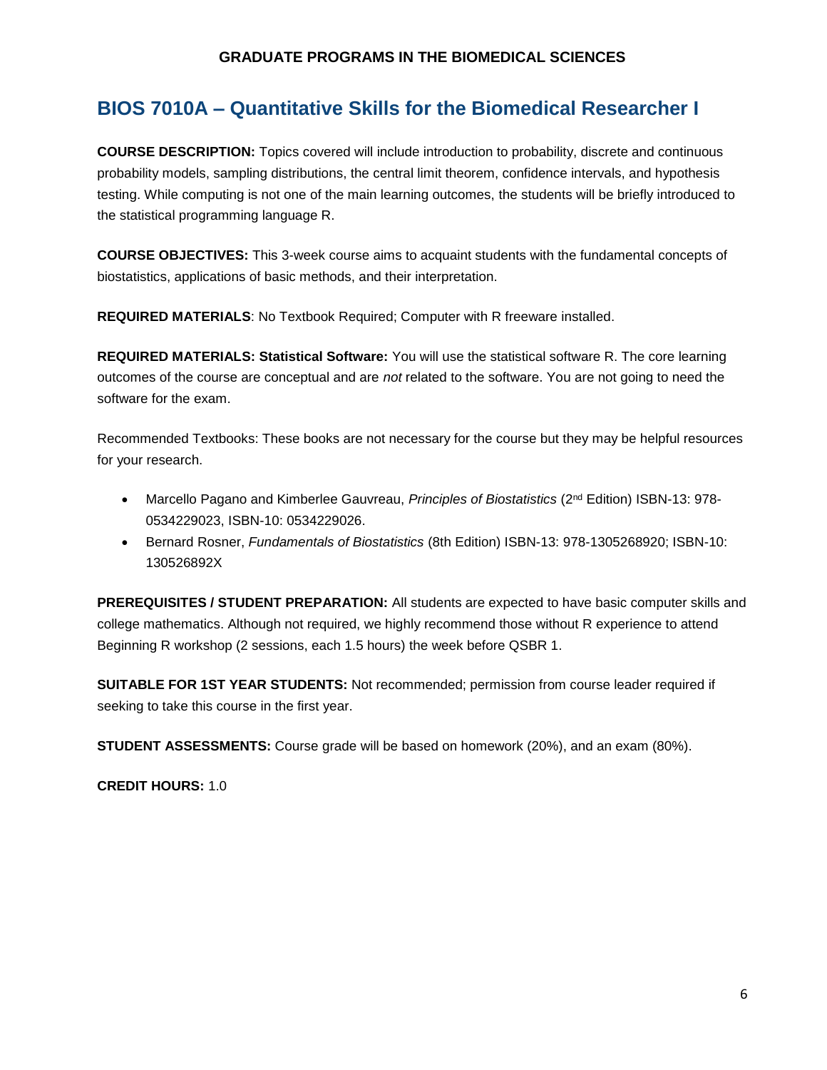## BIOS 7010A – Quantitative Skills for the Biomedical Researcher I

**COURSE DESCRIPTION:** Topics covered will include introduction to probability, discrete and continuous probability models, sampling distributions, the central limit theorem, confidence intervals, and hypothesis testing. While computing is not one of the main learning outcomes, the students will be briefly introduced to the statistical programming language R.

**COURSE OBJECTIVES:** This 3-week course aims to acquaint students with the fundamental concepts of biostatistics, applications of basic methods, and their interpretation.

**REQUIRED MATERIALS**: No Textbook Required; Computer with R freeware installed.

**REQUIRED MATERIALS: Statistical Software:** You will use the statistical software R. The core learning outcomes of the course are conceptual and are *not* related to the software. You are not going to need the software for the exam.

Recommended Textbooks: These books are not necessary for the course but they may be helpful resources for your research.

- Marcello Pagano and Kimberlee Gauvreau, *Principles of Biostatistics* (2nd Edition) ISBN-13: 978-0534229023, ISBN-10: 0534229026.
- Bernard Rosner, *Fundamentals of Biostatistics* (8th Edition) ISBN-13: 978-1305268920; ISBN-10: 130526892X

**PREREQUISITES / STUDENT PREPARATION:** All students are expected to have basic computer skills and college mathematics. Although not required, we highly recommend those without R experience to attend Beginning R workshop (2 sessions, each 1.5 hours) the week before QSBR 1.

**SUITABLE FOR 1ST YEAR STUDENTS:** Not recommended; permission from course leader required if seeking to take this course in the first year.

**STUDENT ASSESSMENTS:** Course grade will be based on homework (20%), and an exam (80%).

**CREDIT HOURS:** 1.0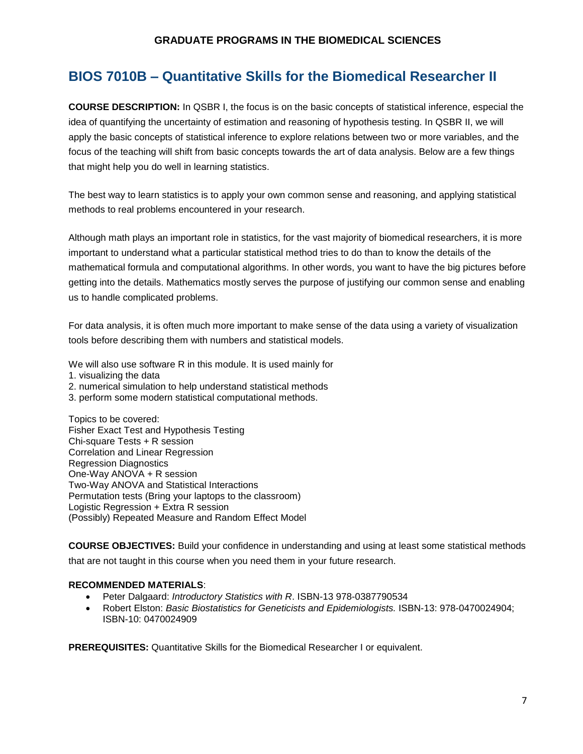## GRADUATE PROGRAMS IN THE BIOMEDICAL SCIENCES

# BIOS 7010B – Quantitative Skills for the Biomedical Researcher II

**COURSE DESCRIPTION:** In QSBR I, the focus is on the basic concepts of statistical inference, especial the idea of quantifying the uncertainty of estimation and reasoning of hypothesis testing. In QSBR II, we will apply the basic concepts of statistical inference to explore relations between two or more variables, and the focus of the teaching will shift from basic concepts towards the art of data analysis. Below are a few things that might help you do well in learning statistics.

The best way to learn statistics is to apply your own common sense and reasoning, and applying statistical methods to real problems encountered in your research.

Although math plays an important role in statistics, for the vast majority of biomedical researchers, it is more important to understand what a particular statistical method tries to do than to know the details of the mathematical formula and computational algorithms. In other words, you want to have the big pictures before getting into the details. Mathematics mostly serves the purpose of justifying our common sense and enabling us to handle complicated problems.

For data analysis, it is often much more important to make sense of the data using a variety of visualization tools before describing them with numbers and statistical models.

We will also use software R in this module. It is used mainly for

1. visualizing the data
2. numerical simulation to help understand statistical methods
3. perform some modern statistical computational methods.

Topics to be covered:
Fisher Exact Test and Hypothesis Testing
Chi-square Tests + R session
Correlation and Linear Regression
Regression Diagnostics
One-Way ANOVA + R session
Two-Way ANOVA and Statistical Interactions
Permutation tests (Bring your laptops to the classroom)
Logistic Regression + Extra R session
(Possibly) Repeated Measure and Random Effect Model

**COURSE OBJECTIVES:** Build your confidence in understanding and using at least some statistical methods that are not taught in this course when you need them in your future research.

**RECOMMENDED MATERIALS**:

- Peter Dalgaard: *Introductory Statistics with R*. ISBN-13 978-0387790534
- Robert Elston: *Basic Biostatistics for Geneticists and Epidemiologists.* ISBN-13: 978-0470024904; ISBN-10: 0470024909

**PREREQUISITES:** Quantitative Skills for the Biomedical Researcher I or equivalent.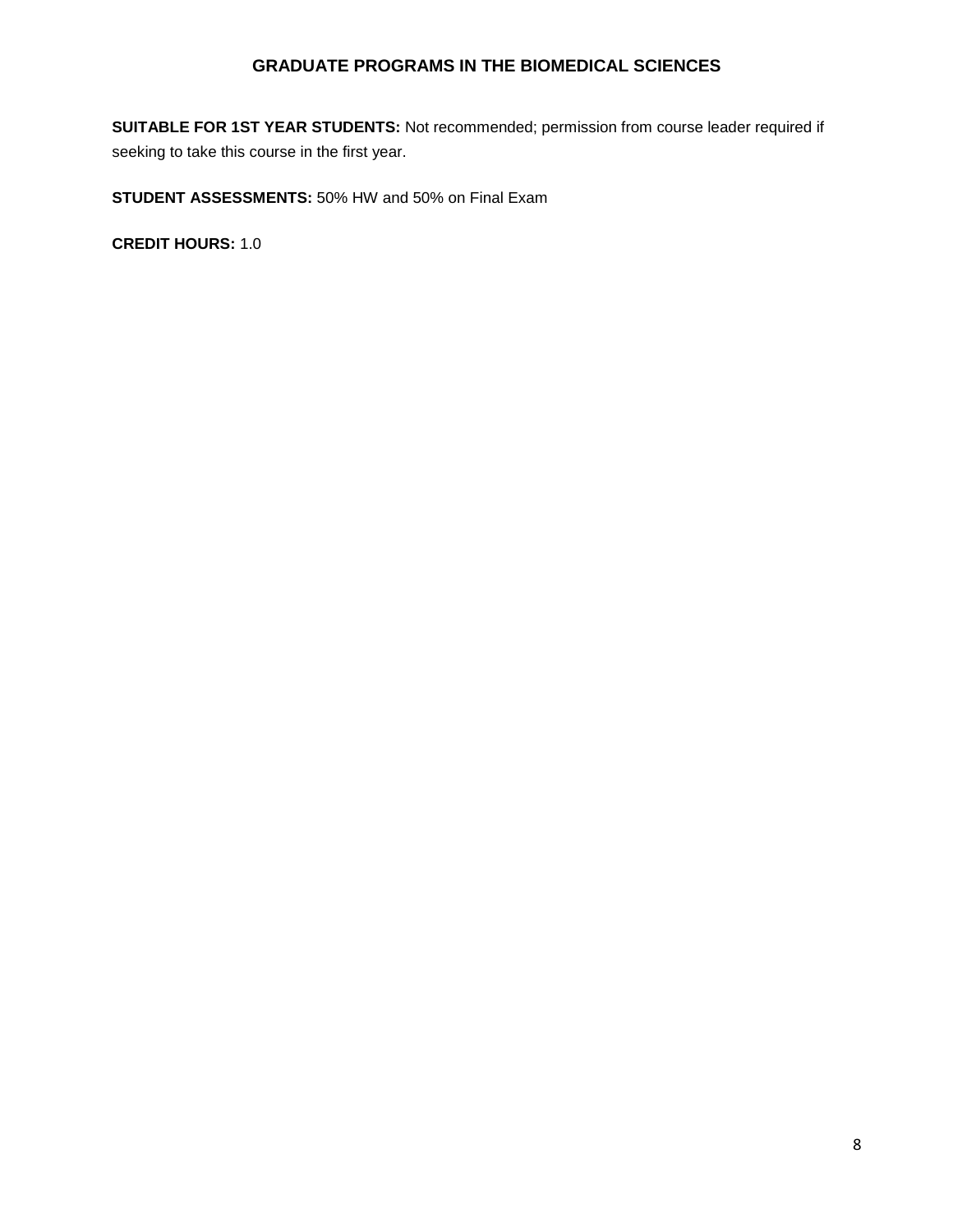**SUITABLE FOR 1ST YEAR STUDENTS:** Not recommended; permission from course leader required if seeking to take this course in the first year.

**STUDENT ASSESSMENTS:** 50% HW and 50% on Final Exam

**CREDIT HOURS:** 1.0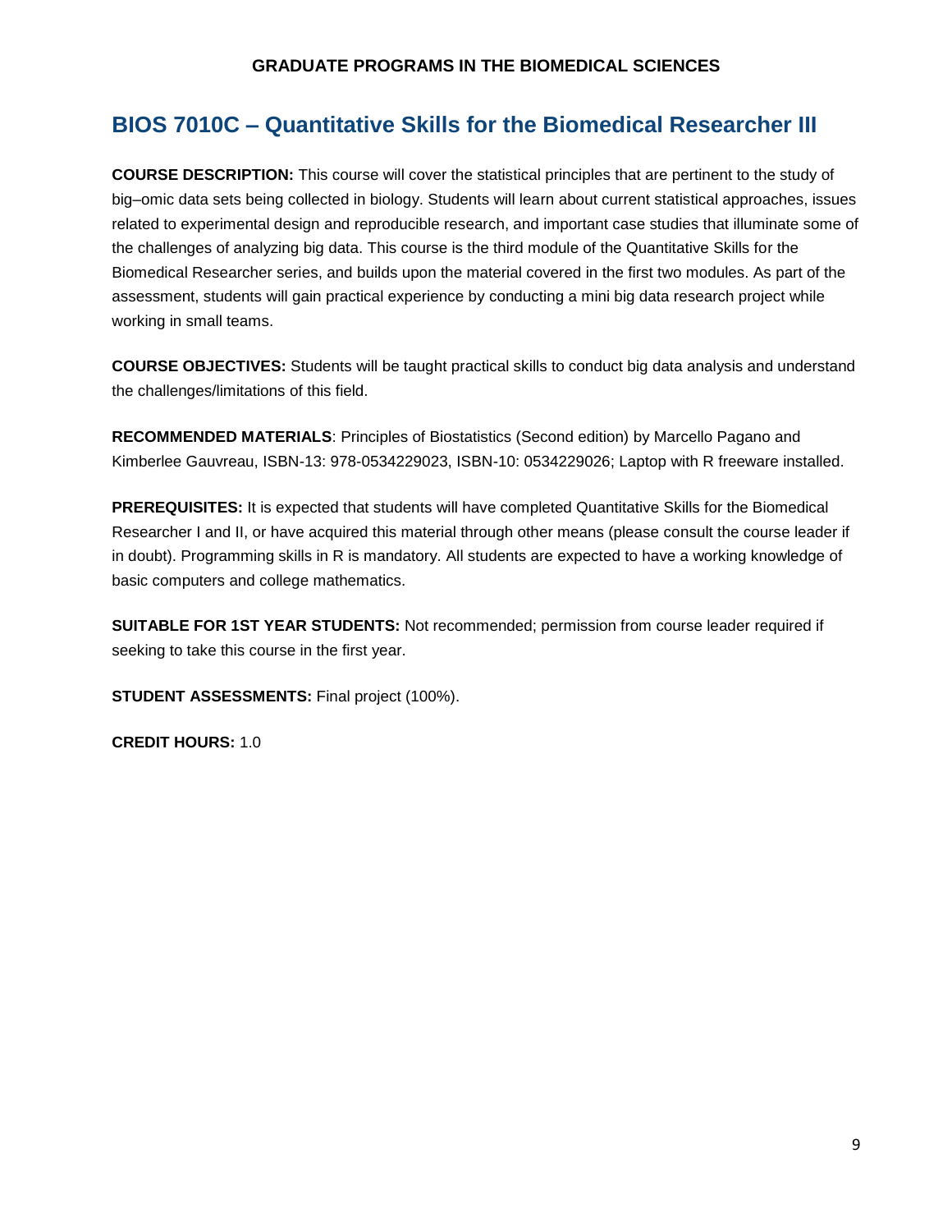# BIOS 7010C – Quantitative Skills for the Biomedical Researcher III

**COURSE DESCRIPTION:** This course will cover the statistical principles that are pertinent to the study of big–omic data sets being collected in biology. Students will learn about current statistical approaches, issues related to experimental design and reproducible research, and important case studies that illuminate some of the challenges of analyzing big data. This course is the third module of the Quantitative Skills for the Biomedical Researcher series, and builds upon the material covered in the first two modules. As part of the assessment, students will gain practical experience by conducting a mini big data research project while working in small teams.

**COURSE OBJECTIVES:** Students will be taught practical skills to conduct big data analysis and understand the challenges/limitations of this field.

**RECOMMENDED MATERIALS**: Principles of Biostatistics (Second edition) by Marcello Pagano and Kimberlee Gauvreau, ISBN-13: 978-0534229023, ISBN-10: 0534229026; Laptop with R freeware installed.

**PREREQUISITES:** It is expected that students will have completed Quantitative Skills for the Biomedical Researcher I and II, or have acquired this material through other means (please consult the course leader if in doubt). Programming skills in R is mandatory. All students are expected to have a working knowledge of basic computers and college mathematics.

**SUITABLE FOR 1ST YEAR STUDENTS:** Not recommended; permission from course leader required if seeking to take this course in the first year.

**STUDENT ASSESSMENTS:** Final project (100%).

**CREDIT HOURS:** 1.0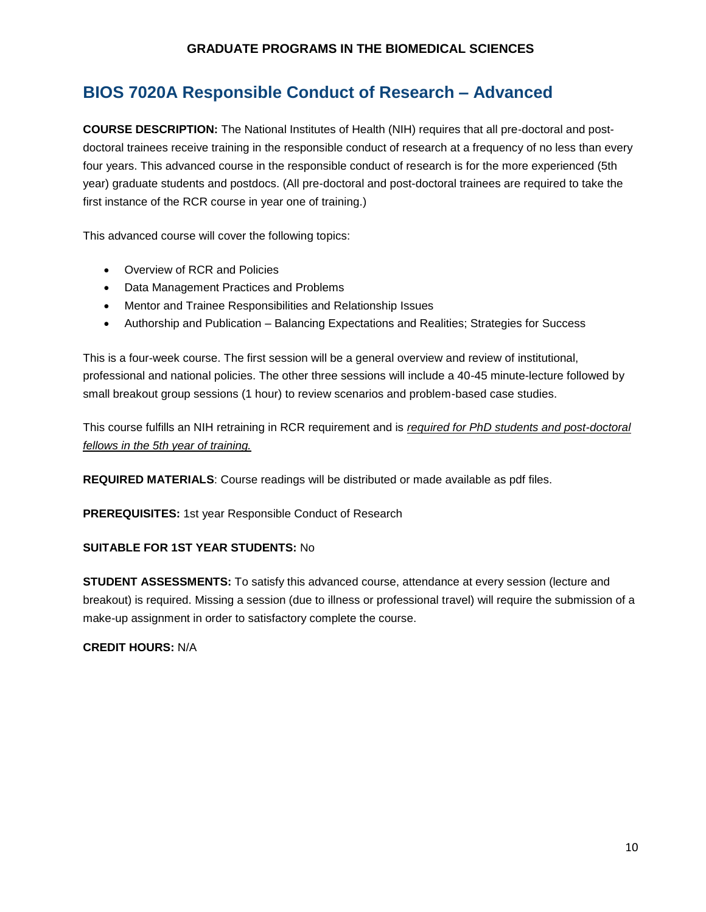# BIOS 7020A Responsible Conduct of Research – Advanced

**COURSE DESCRIPTION:** The National Institutes of Health (NIH) requires that all pre-doctoral and post-doctoral trainees receive training in the responsible conduct of research at a frequency of no less than every four years. This advanced course in the responsible conduct of research is for the more experienced (5th year) graduate students and postdocs. (All pre-doctoral and post-doctoral trainees are required to take the first instance of the RCR course in year one of training.)

This advanced course will cover the following topics:

- Overview of RCR and Policies
- Data Management Practices and Problems
- Mentor and Trainee Responsibilities and Relationship Issues
- Authorship and Publication – Balancing Expectations and Realities; Strategies for Success

This is a four-week course. The first session will be a general overview and review of institutional, professional and national policies. The other three sessions will include a 40-45 minute-lecture followed by small breakout group sessions (1 hour) to review scenarios and problem-based case studies.

This course fulfills an NIH retraining in RCR requirement and is *required for PhD students and post-doctoral fellows in the 5th year of training.*

**REQUIRED MATERIALS**: Course readings will be distributed or made available as pdf files.

**PREREQUISITES:** 1st year Responsible Conduct of Research

**SUITABLE FOR 1ST YEAR STUDENTS:** No

**STUDENT ASSESSMENTS:** To satisfy this advanced course, attendance at every session (lecture and breakout) is required. Missing a session (due to illness or professional travel) will require the submission of a make-up assignment in order to satisfactory complete the course.

**CREDIT HOURS:** N/A